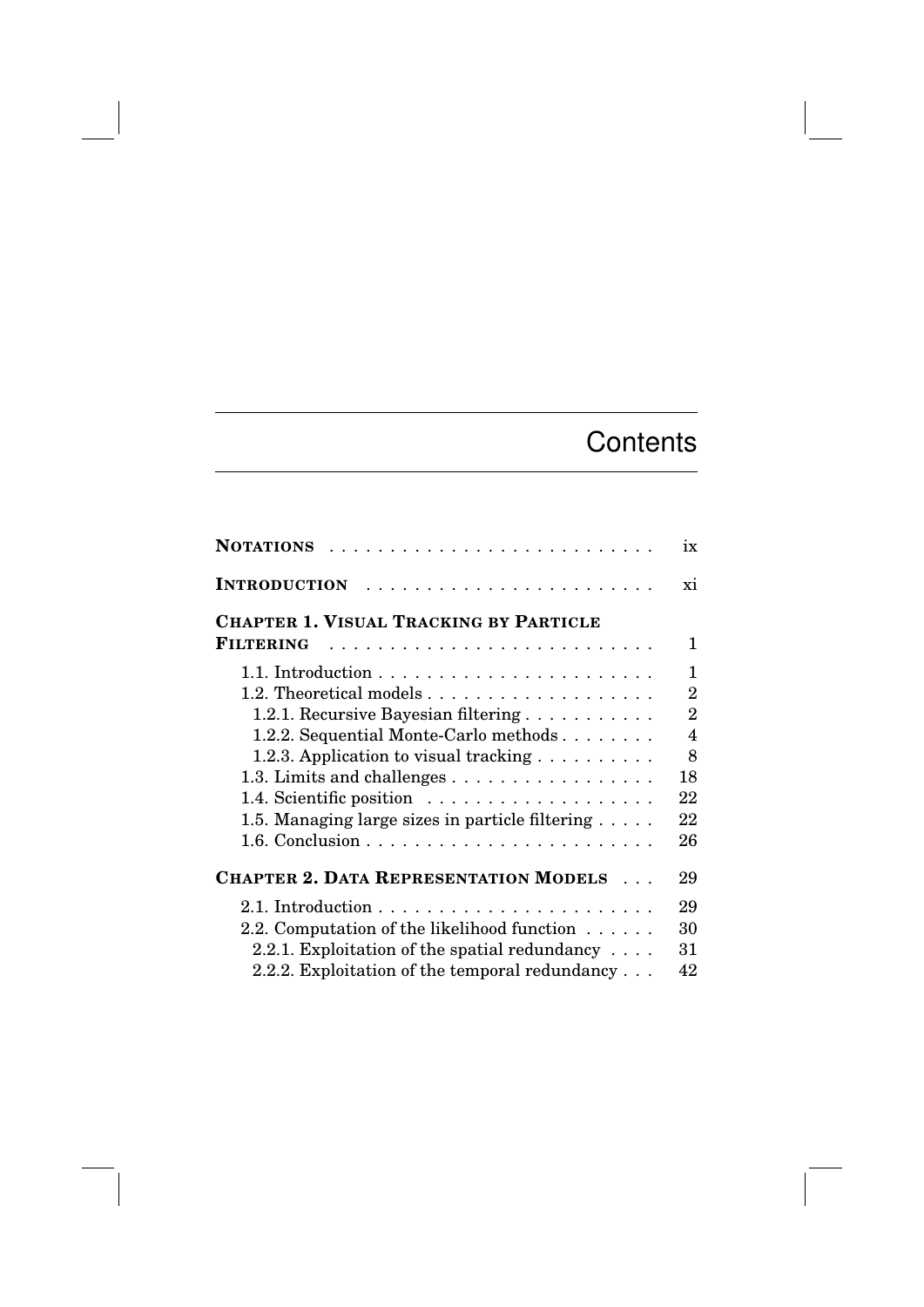# Contents

| | |
|---|---|
| **NOTATIONS** | ix |
| **INTRODUCTION** | xi |
| **CHAPTER 1. VISUAL TRACKING BY PARTICLE FILTERING** | 1 |
| 1.1. Introduction | 1 |
| 1.2. Theoretical models | 2 |
| 1.2.1. Recursive Bayesian filtering | 2 |
| 1.2.2. Sequential Monte-Carlo methods | 4 |
| 1.2.3. Application to visual tracking | 8 |
| 1.3. Limits and challenges | 18 |
| 1.4. Scientific position | 22 |
| 1.5. Managing large sizes in particle filtering | 22 |
| 1.6. Conclusion | 26 |
| **CHAPTER 2. DATA REPRESENTATION MODELS** | 29 |
| 2.1. Introduction | 29 |
| 2.2. Computation of the likelihood function | 30 |
| 2.2.1. Exploitation of the spatial redundancy | 31 |
| 2.2.2. Exploitation of the temporal redundancy | 42 |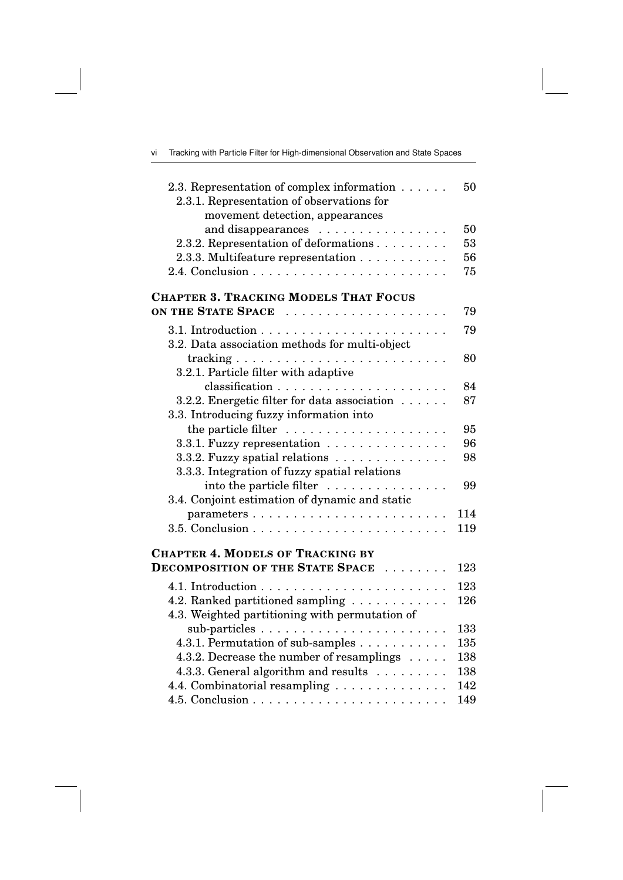2.3. Representation of complex information . . . . . . 50

2.3.1. Representation of observations for movement detection, appearances and disappearances . . . . . . . . . . . . . . . . 50

2.3.2. Representation of deformations . . . . . . . . . 53

2.3.3. Multifeature representation . . . . . . . . . . . 56

2.4. Conclusion . . . . . . . . . . . . . . . . . . . . . . . . 75

**CHAPTER 3. TRACKING MODELS THAT FOCUS ON THE STATE SPACE** . . . . . . . . . . . . . . . . . . . . 79

3.1. Introduction . . . . . . . . . . . . . . . . . . . . . . . 79

3.2. Data association methods for multi-object tracking . . . . . . . . . . . . . . . . . . . . . . . . . 80

3.2.1. Particle filter with adaptive classification . . . . . . . . . . . . . . . . . . . . . 84

3.2.2. Energetic filter for data association . . . . . . 87

3.3. Introducing fuzzy information into the particle filter . . . . . . . . . . . . . . . . . . . . 95

3.3.1. Fuzzy representation . . . . . . . . . . . . . . . 96

3.3.2. Fuzzy spatial relations . . . . . . . . . . . . . . 98

3.3.3. Integration of fuzzy spatial relations into the particle filter . . . . . . . . . . . . . . . 99

3.4. Conjoint estimation of dynamic and static parameters . . . . . . . . . . . . . . . . . . . . . . . 114

3.5. Conclusion . . . . . . . . . . . . . . . . . . . . . . . . 119

**CHAPTER 4. MODELS OF TRACKING BY DECOMPOSITION OF THE STATE SPACE** . . . . . . . . 123

4.1. Introduction . . . . . . . . . . . . . . . . . . . . . . . 123

4.2. Ranked partitioned sampling . . . . . . . . . . . . 126

4.3. Weighted partitioning with permutation of sub-particles . . . . . . . . . . . . . . . . . . . . . . . 133

4.3.1. Permutation of sub-samples . . . . . . . . . . . 135

4.3.2. Decrease the number of resamplings . . . . . 138

4.3.3. General algorithm and results . . . . . . . . . 138

4.4. Combinatorial resampling . . . . . . . . . . . . . . 142

4.5. Conclusion . . . . . . . . . . . . . . . . . . . . . . . . 149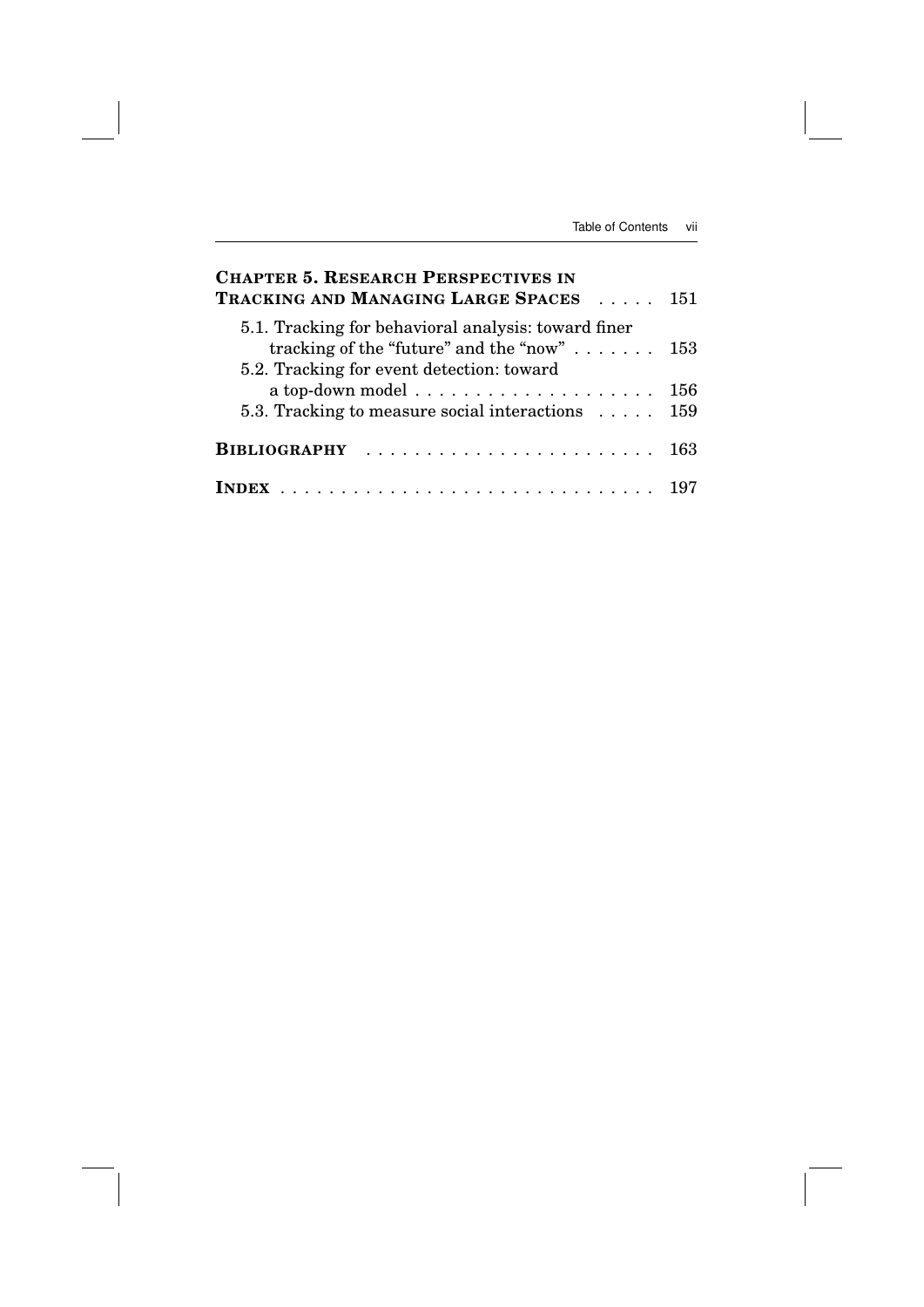**CHAPTER 5. RESEARCH PERSPECTIVES IN TRACKING AND MANAGING LARGE SPACES** . . . . . 151

- 5.1. Tracking for behavioral analysis: toward finer tracking of the "future" and the "now" . . . . . . . 153
- 5.2. Tracking for event detection: toward a top-down model . . . . . . . . . . . . . . . . . . . . 156
- 5.3. Tracking to measure social interactions . . . . . 159

**BIBLIOGRAPHY** . . . . . . . . . . . . . . . . . . . . . . . 163

**INDEX** . . . . . . . . . . . . . . . . . . . . . . . . . . . . . . 197